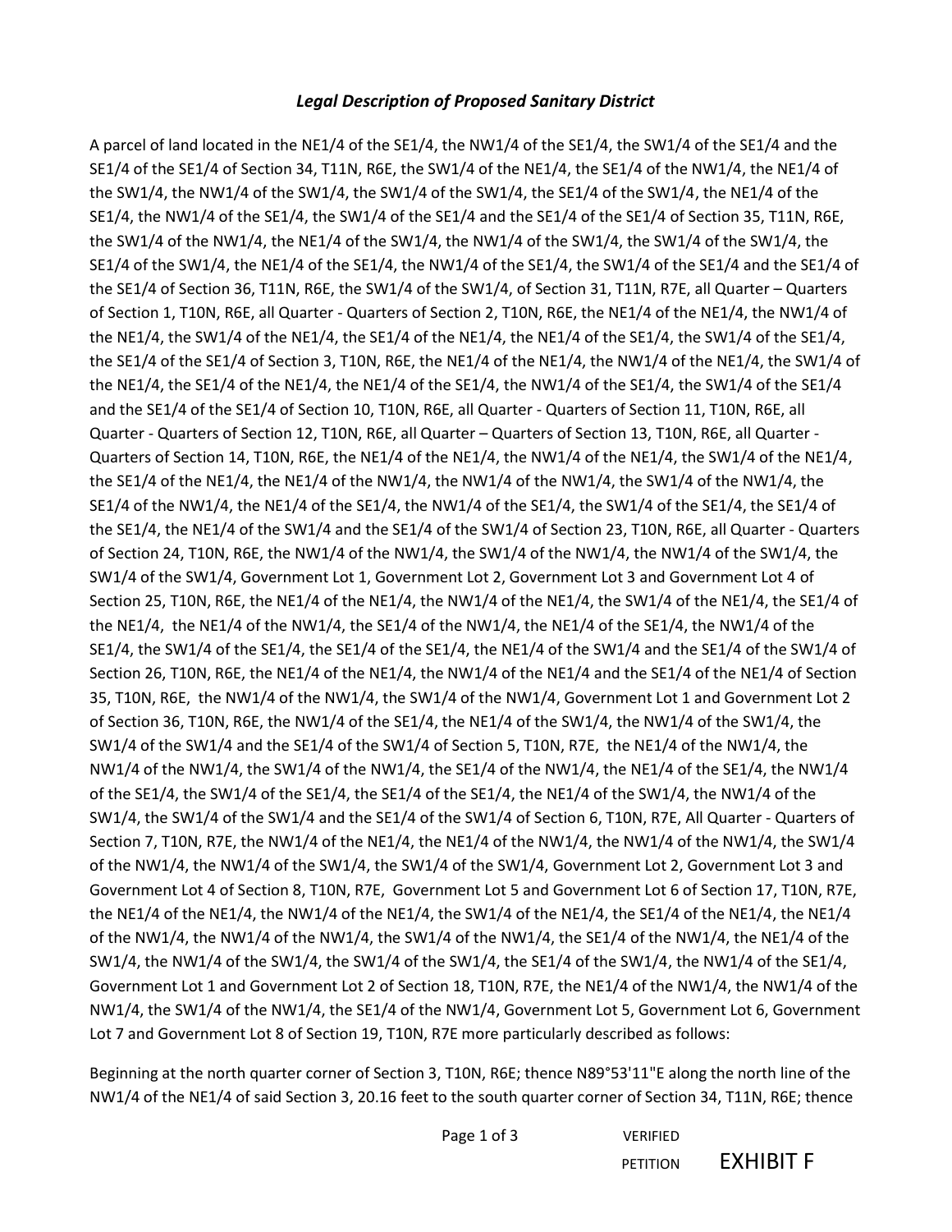### *Legal Description of Proposed Sanitary District*

A parcel of land located in the NE1/4 of the SE1/4, the NW1/4 of the SE1/4, the SW1/4 of the SE1/4 and the SE1/4 of the SE1/4 of Section 34, T11N, R6E, the SW1/4 of the NE1/4, the SE1/4 of the NW1/4, the NE1/4 of the SW1/4, the NW1/4 of the SW1/4, the SW1/4 of the SW1/4, the SE1/4 of the SW1/4, the NE1/4 of the SE1/4, the NW1/4 of the SE1/4, the SW1/4 of the SE1/4 and the SE1/4 of the SE1/4 of Section 35, T11N, R6E, the SW1/4 of the NW1/4, the NE1/4 of the SW1/4, the NW1/4 of the SW1/4, the SW1/4 of the SW1/4, the SE1/4 of the SW1/4, the NE1/4 of the SE1/4, the NW1/4 of the SE1/4, the SW1/4 of the SE1/4 and the SE1/4 of the SE1/4 of Section 36, T11N, R6E, the SW1/4 of the SW1/4, of Section 31, T11N, R7E, all Quarter – Quarters of Section 1, T10N, R6E, all Quarter - Quarters of Section 2, T10N, R6E, the NE1/4 of the NE1/4, the NW1/4 of the NE1/4, the SW1/4 of the NE1/4, the SE1/4 of the NE1/4, the NE1/4 of the SE1/4, the SW1/4 of the SE1/4, the SE1/4 of the SE1/4 of Section 3, T10N, R6E, the NE1/4 of the NE1/4, the NW1/4 of the NE1/4, the SW1/4 of the NE1/4, the SE1/4 of the NE1/4, the NE1/4 of the SE1/4, the NW1/4 of the SE1/4, the SW1/4 of the SE1/4 and the SE1/4 of the SE1/4 of Section 10, T10N, R6E, all Quarter - Quarters of Section 11, T10N, R6E, all Quarter - Quarters of Section 12, T10N, R6E, all Quarter – Quarters of Section 13, T10N, R6E, all Quarter - Quarters of Section 14, T10N, R6E, the NE1/4 of the NE1/4, the NW1/4 of the NE1/4, the SW1/4 of the NE1/4, the SE1/4 of the NE1/4, the NE1/4 of the NW1/4, the NW1/4 of the NW1/4, the SW1/4 of the NW1/4, the SE1/4 of the NW1/4, the NE1/4 of the SE1/4, the NW1/4 of the SE1/4, the SW1/4 of the SE1/4, the SE1/4 of the SE1/4, the NE1/4 of the SW1/4 and the SE1/4 of the SW1/4 of Section 23, T10N, R6E, all Quarter - Quarters of Section 24, T10N, R6E, the NW1/4 of the NW1/4, the SW1/4 of the NW1/4, the NW1/4 of the SW1/4, the SW1/4 of the SW1/4, Government Lot 1, Government Lot 2, Government Lot 3 and Government Lot 4 of Section 25, T10N, R6E, the NE1/4 of the NE1/4, the NW1/4 of the NE1/4, the SW1/4 of the NE1/4, the SE1/4 of the NE1/4, the NE1/4 of the NW1/4, the SE1/4 of the NW1/4, the NE1/4 of the SE1/4, the NW1/4 of the SE1/4, the SW1/4 of the SE1/4, the SE1/4 of the SE1/4, the NE1/4 of the SW1/4 and the SE1/4 of the SW1/4 of Section 26, T10N, R6E, the NE1/4 of the NE1/4, the NW1/4 of the NE1/4 and the SE1/4 of the NE1/4 of Section 35, T10N, R6E, the NW1/4 of the NW1/4, the SW1/4 of the NW1/4, Government Lot 1 and Government Lot 2 of Section 36, T10N, R6E, the NW1/4 of the SE1/4, the NE1/4 of the SW1/4, the NW1/4 of the SW1/4, the SW1/4 of the SW1/4 and the SE1/4 of the SW1/4 of Section 5, T10N, R7E, the NE1/4 of the NW1/4, the NW1/4 of the NW1/4, the SW1/4 of the NW1/4, the SE1/4 of the NW1/4, the NE1/4 of the SE1/4, the NW1/4 of the SE1/4, the SW1/4 of the SE1/4, the SE1/4 of the SE1/4, the NE1/4 of the SW1/4, the NW1/4 of the SW1/4, the SW1/4 of the SW1/4 and the SE1/4 of the SW1/4 of Section 6, T10N, R7E, All Quarter - Quarters of Section 7, T10N, R7E, the NW1/4 of the NE1/4, the NE1/4 of the NW1/4, the NW1/4 of the NW1/4, the SW1/4 of the NW1/4, the NW1/4 of the SW1/4, the SW1/4 of the SW1/4, Government Lot 2, Government Lot 3 and Government Lot 4 of Section 8, T10N, R7E, Government Lot 5 and Government Lot 6 of Section 17, T10N, R7E, the NE1/4 of the NE1/4, the NW1/4 of the NE1/4, the SW1/4 of the NE1/4, the SE1/4 of the NE1/4, the NE1/4 of the NW1/4, the NW1/4 of the NW1/4, the SW1/4 of the NW1/4, the SE1/4 of the NW1/4, the NE1/4 of the SW1/4, the NW1/4 of the SW1/4, the SW1/4 of the SW1/4, the SE1/4 of the SW1/4, the NW1/4 of the SE1/4, Government Lot 1 and Government Lot 2 of Section 18, T10N, R7E, the NE1/4 of the NW1/4, the NW1/4 of the NW1/4, the SW1/4 of the NW1/4, the SE1/4 of the NW1/4, Government Lot 5, Government Lot 6, Government Lot 7 and Government Lot 8 of Section 19, T10N, R7E more particularly described as follows:

Beginning at the north quarter corner of Section 3, T10N, R6E; thence N89°53'11"E along the north line of the NW1/4 of the NE1/4 of said Section 3, 20.16 feet to the south quarter corner of Section 34, T11N, R6E; thence

VERIFIED PETITION EXHIBIT F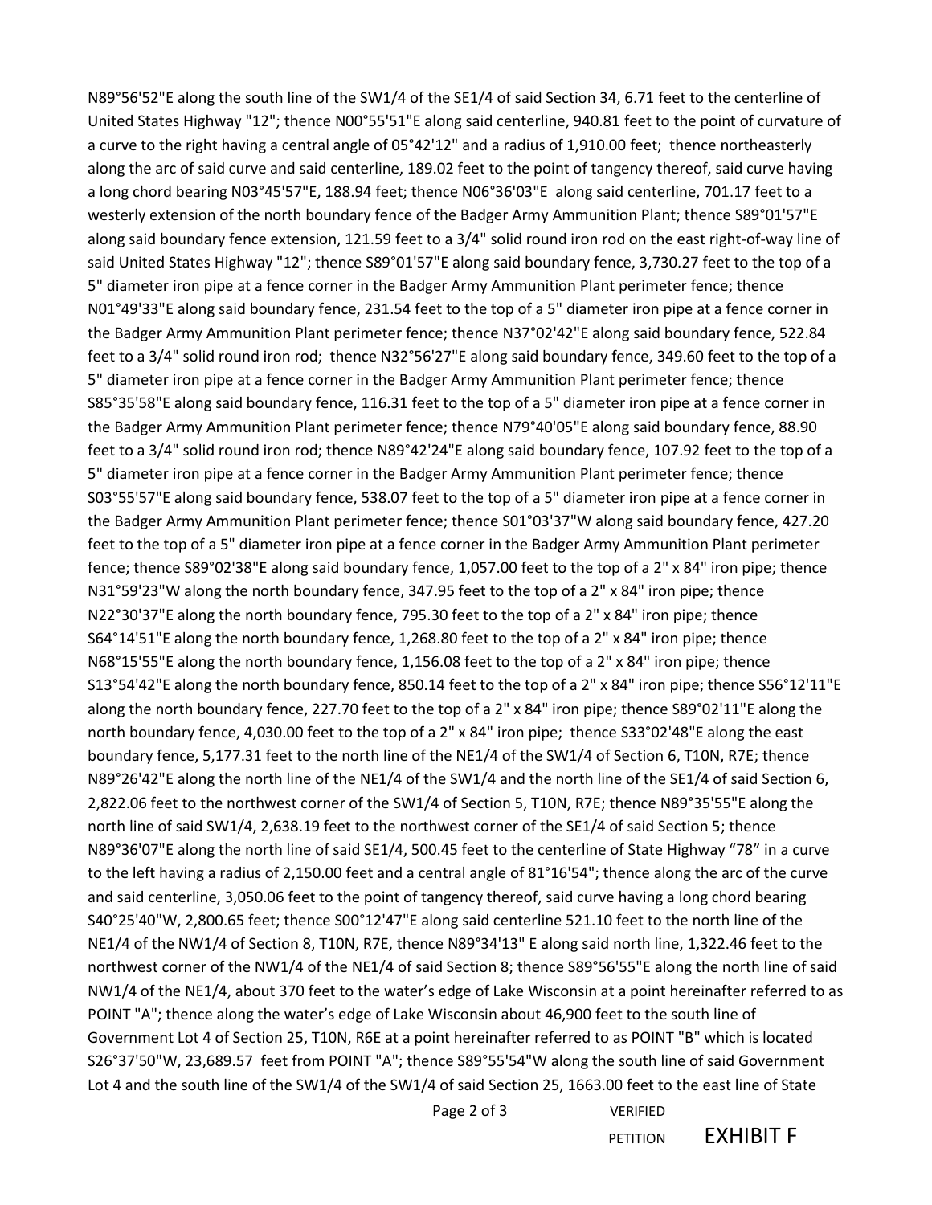N89°56'52"E along the south line of the SW1/4 of the SE1/4 of said Section 34, 6.71 feet to the centerline of United States Highway "12"; thence N00°55'51"E along said centerline, 940.81 feet to the point of curvature of a curve to the right having a central angle of 05°42'12" and a radius of 1,910.00 feet; thence northeasterly along the arc of said curve and said centerline, 189.02 feet to the point of tangency thereof, said curve having a long chord bearing N03°45'57"E, 188.94 feet; thence N06°36'03"E along said centerline, 701.17 feet to a westerly extension of the north boundary fence of the Badger Army Ammunition Plant; thence S89°01'57"E along said boundary fence extension, 121.59 feet to a 3/4" solid round iron rod on the east right-of-way line of said United States Highway "12"; thence S89°01'57"E along said boundary fence, 3,730.27 feet to the top of a 5" diameter iron pipe at a fence corner in the Badger Army Ammunition Plant perimeter fence; thence N01°49'33"E along said boundary fence, 231.54 feet to the top of a 5" diameter iron pipe at a fence corner in the Badger Army Ammunition Plant perimeter fence; thence N37°02'42"E along said boundary fence, 522.84 feet to a 3/4" solid round iron rod; thence N32°56'27"E along said boundary fence, 349.60 feet to the top of a 5" diameter iron pipe at a fence corner in the Badger Army Ammunition Plant perimeter fence; thence S85°35'58"E along said boundary fence, 116.31 feet to the top of a 5" diameter iron pipe at a fence corner in the Badger Army Ammunition Plant perimeter fence; thence N79°40'05"E along said boundary fence, 88.90 feet to a 3/4" solid round iron rod; thence N89°42'24"E along said boundary fence, 107.92 feet to the top of a 5" diameter iron pipe at a fence corner in the Badger Army Ammunition Plant perimeter fence; thence S03°55'57"E along said boundary fence, 538.07 feet to the top of a 5" diameter iron pipe at a fence corner in the Badger Army Ammunition Plant perimeter fence; thence S01°03'37"W along said boundary fence, 427.20 feet to the top of a 5" diameter iron pipe at a fence corner in the Badger Army Ammunition Plant perimeter fence; thence S89°02'38"E along said boundary fence, 1,057.00 feet to the top of a 2" x 84" iron pipe; thence N31°59'23"W along the north boundary fence, 347.95 feet to the top of a 2" x 84" iron pipe; thence N22°30'37"E along the north boundary fence, 795.30 feet to the top of a 2" x 84" iron pipe; thence S64°14'51"E along the north boundary fence, 1,268.80 feet to the top of a 2" x 84" iron pipe; thence N68°15'55"E along the north boundary fence, 1,156.08 feet to the top of a 2" x 84" iron pipe; thence S13°54'42"E along the north boundary fence, 850.14 feet to the top of a 2" x 84" iron pipe; thence S56°12'11"E along the north boundary fence, 227.70 feet to the top of a 2" x 84" iron pipe; thence S89°02'11"E along the north boundary fence, 4,030.00 feet to the top of a 2" x 84" iron pipe; thence S33°02'48"E along the east boundary fence, 5,177.31 feet to the north line of the NE1/4 of the SW1/4 of Section 6, T10N, R7E; thence N89°26'42"E along the north line of the NE1/4 of the SW1/4 and the north line of the SE1/4 of said Section 6, 2,822.06 feet to the northwest corner of the SW1/4 of Section 5, T10N, R7E; thence N89°35'55"E along the north line of said SW1/4, 2,638.19 feet to the northwest corner of the SE1/4 of said Section 5; thence N89°36'07"E along the north line of said SE1/4, 500.45 feet to the centerline of State Highway "78" in a curve to the left having a radius of 2,150.00 feet and a central angle of 81°16'54"; thence along the arc of the curve and said centerline, 3,050.06 feet to the point of tangency thereof, said curve having a long chord bearing S40°25'40"W, 2,800.65 feet; thence S00°12'47"E along said centerline 521.10 feet to the north line of the NE1/4 of the NW1/4 of Section 8, T10N, R7E, thence N89°34'13" E along said north line, 1,322.46 feet to the northwest corner of the NW1/4 of the NE1/4 of said Section 8; thence S89°56'55"E along the north line of said NW1/4 of the NE1/4, about 370 feet to the water's edge of Lake Wisconsin at a point hereinafter referred to as POINT "A"; thence along the water's edge of Lake Wisconsin about 46,900 feet to the south line of Government Lot 4 of Section 25, T10N, R6E at a point hereinafter referred to as POINT "B" which is located S26°37'50"W, 23,689.57 feet from POINT "A"; thence S89°55'54"W along the south line of said Government Lot 4 and the south line of the SW1/4 of the SW1/4 of said Section 25, 1663.00 feet to the east line of State

VERIFIED PETITION EXHIBIT F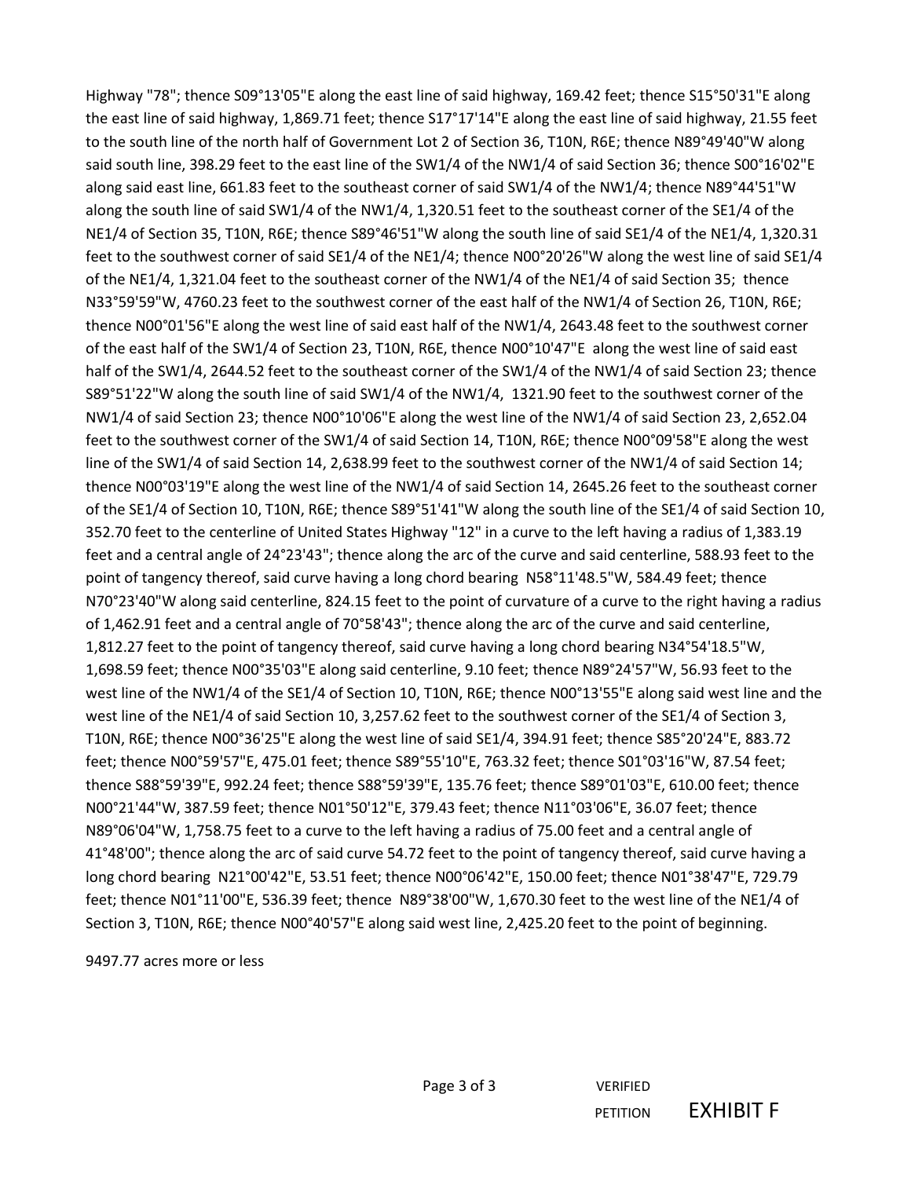Highway "78"; thence S09°13'05"E along the east line of said highway, 169.42 feet; thence S15°50'31"E along the east line of said highway, 1,869.71 feet; thence S17°17'14"E along the east line of said highway, 21.55 feet to the south line of the north half of Government Lot 2 of Section 36, T10N, R6E; thence N89°49'40"W along said south line, 398.29 feet to the east line of the SW1/4 of the NW1/4 of said Section 36; thence S00°16'02"E along said east line, 661.83 feet to the southeast corner of said SW1/4 of the NW1/4; thence N89°44'51"W along the south line of said SW1/4 of the NW1/4, 1,320.51 feet to the southeast corner of the SE1/4 of the NE1/4 of Section 35, T10N, R6E; thence S89°46'51"W along the south line of said SE1/4 of the NE1/4, 1,320.31 feet to the southwest corner of said SE1/4 of the NE1/4; thence N00°20'26"W along the west line of said SE1/4 of the NE1/4, 1,321.04 feet to the southeast corner of the NW1/4 of the NE1/4 of said Section 35; thence N33°59'59"W, 4760.23 feet to the southwest corner of the east half of the NW1/4 of Section 26, T10N, R6E; thence N00°01'56"E along the west line of said east half of the NW1/4, 2643.48 feet to the southwest corner of the east half of the SW1/4 of Section 23, T10N, R6E, thence N00°10'47"E along the west line of said east half of the SW1/4, 2644.52 feet to the southeast corner of the SW1/4 of the NW1/4 of said Section 23; thence S89°51'22"W along the south line of said SW1/4 of the NW1/4, 1321.90 feet to the southwest corner of the NW1/4 of said Section 23; thence N00°10'06"E along the west line of the NW1/4 of said Section 23, 2,652.04 feet to the southwest corner of the SW1/4 of said Section 14, T10N, R6E; thence N00°09'58"E along the west line of the SW1/4 of said Section 14, 2,638.99 feet to the southwest corner of the NW1/4 of said Section 14; thence N00°03'19"E along the west line of the NW1/4 of said Section 14, 2645.26 feet to the southeast corner of the SE1/4 of Section 10, T10N, R6E; thence S89°51'41"W along the south line of the SE1/4 of said Section 10, 352.70 feet to the centerline of United States Highway "12" in a curve to the left having a radius of 1,383.19 feet and a central angle of 24°23'43"; thence along the arc of the curve and said centerline, 588.93 feet to the point of tangency thereof, said curve having a long chord bearing N58°11'48.5"W, 584.49 feet; thence N70°23'40"W along said centerline, 824.15 feet to the point of curvature of a curve to the right having a radius of 1,462.91 feet and a central angle of 70°58'43"; thence along the arc of the curve and said centerline, 1,812.27 feet to the point of tangency thereof, said curve having a long chord bearing N34°54'18.5"W, 1,698.59 feet; thence N00°35'03"E along said centerline, 9.10 feet; thence N89°24'57"W, 56.93 feet to the west line of the NW1/4 of the SE1/4 of Section 10, T10N, R6E; thence N00°13'55"E along said west line and the west line of the NE1/4 of said Section 10, 3,257.62 feet to the southwest corner of the SE1/4 of Section 3, T10N, R6E; thence N00°36'25"E along the west line of said SE1/4, 394.91 feet; thence S85°20'24"E, 883.72 feet; thence N00°59'57"E, 475.01 feet; thence S89°55'10"E, 763.32 feet; thence S01°03'16"W, 87.54 feet; thence S88°59'39"E, 992.24 feet; thence S88°59'39"E, 135.76 feet; thence S89°01'03"E, 610.00 feet; thence N00°21'44"W, 387.59 feet; thence N01°50'12"E, 379.43 feet; thence N11°03'06"E, 36.07 feet; thence N89°06'04"W, 1,758.75 feet to a curve to the left having a radius of 75.00 feet and a central angle of 41°48'00"; thence along the arc of said curve 54.72 feet to the point of tangency thereof, said curve having a long chord bearing N21°00'42"E, 53.51 feet; thence N00°06'42"E, 150.00 feet; thence N01°38'47"E, 729.79 feet; thence N01°11'00"E, 536.39 feet; thence N89°38'00"W, 1,670.30 feet to the west line of the NE1/4 of Section 3, T10N, R6E; thence N00°40'57"E along said west line, 2,425.20 feet to the point of beginning.

9497.77 acres more or less

VERIFIED PETITION **EXHIBIT F**